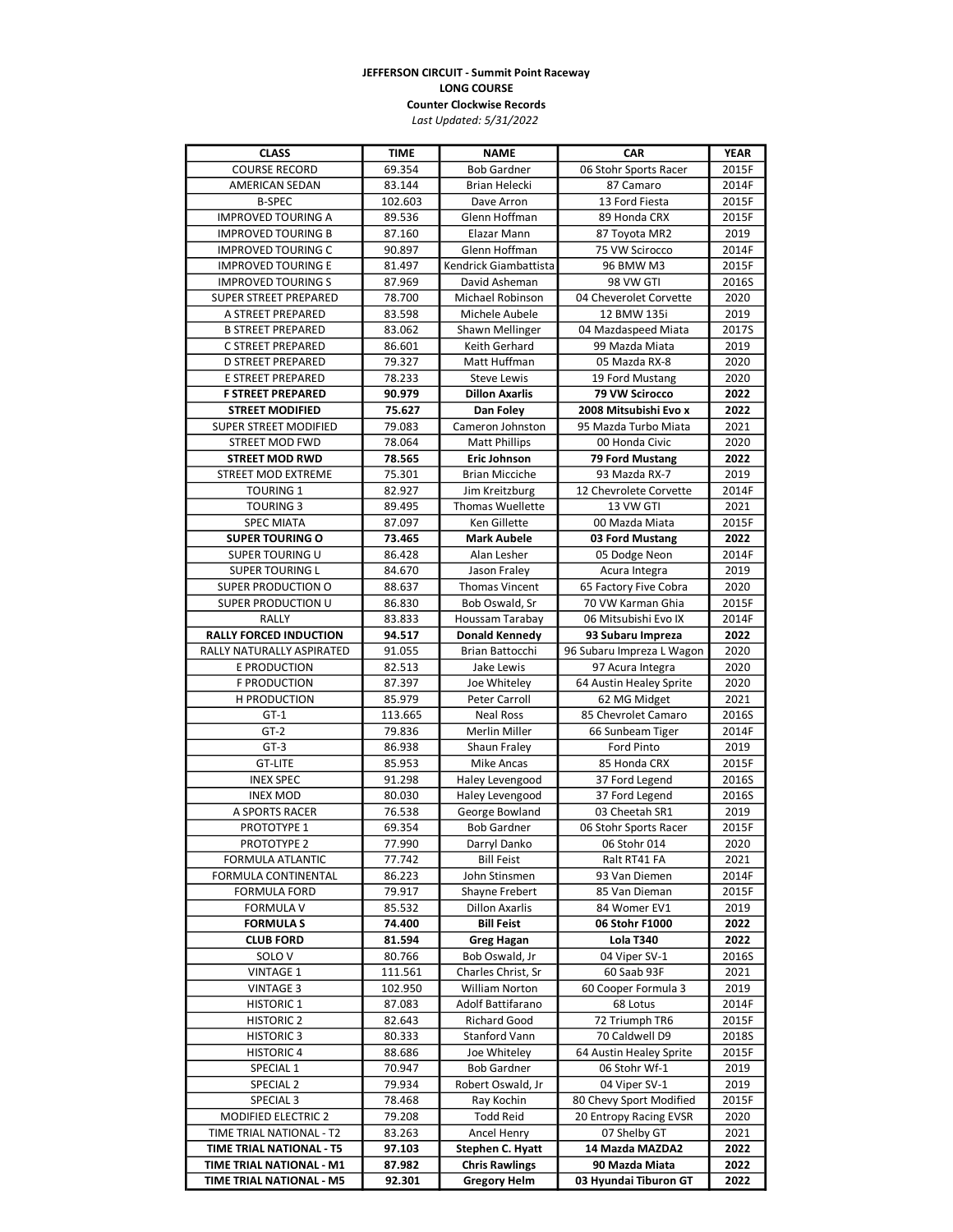**JEFFERSON CIRCUIT - Summit Point Raceway**

**LONG COURSE**

**Counter Clockwise Records**

*Last Updated: 5/31/2022*

| CLASS | TIME | NAME | CAR | YEAR |
|---|---|---|---|---|
| COURSE RECORD | 69.354 | Bob Gardner | 06 Stohr Sports Racer | 2015F |
| AMERICAN SEDAN | 83.144 | Brian Helecki | 87 Camaro | 2014F |
| B-SPEC | 102.603 | Dave Arron | 13 Ford Fiesta | 2015F |
| IMPROVED TOURING A | 89.536 | Glenn Hoffman | 89 Honda CRX | 2015F |
| IMPROVED TOURING B | 87.160 | Elazar Mann | 87 Toyota MR2 | 2019 |
| IMPROVED TOURING C | 90.897 | Glenn Hoffman | 75 VW Scirocco | 2014F |
| IMPROVED TOURING E | 81.497 | Kendrick Giambattista | 96 BMW M3 | 2015F |
| IMPROVED TOURING S | 87.969 | David Asheman | 98 VW GTI | 2016S |
| SUPER STREET PREPARED | 78.700 | Michael Robinson | 04 Cheverolet Corvette | 2020 |
| A STREET PREPARED | 83.598 | Michele Aubele | 12 BMW 135i | 2019 |
| B STREET PREPARED | 83.062 | Shawn Mellinger | 04 Mazdaspeed Miata | 2017S |
| C STREET PREPARED | 86.601 | Keith Gerhard | 99 Mazda Miata | 2019 |
| D STREET PREPARED | 79.327 | Matt Huffman | 05 Mazda RX-8 | 2020 |
| E STREET PREPARED | 78.233 | Steve Lewis | 19 Ford Mustang | 2020 |
| **F STREET PREPARED** | **90.979** | **Dillon Axarlis** | **79 VW Scirocco** | **2022** |
| **STREET MODIFIED** | **75.627** | **Dan Foley** | **2008 Mitsubishi Evo x** | **2022** |
| SUPER STREET MODIFIED | 79.083 | Cameron Johnston | 95 Mazda Turbo Miata | 2021 |
| STREET MOD FWD | 78.064 | Matt Phillips | 00 Honda Civic | 2020 |
| **STREET MOD RWD** | **78.565** | **Eric Johnson** | **79 Ford Mustang** | **2022** |
| STREET MOD EXTREME | 75.301 | Brian Micciche | 93 Mazda RX-7 | 2019 |
| TOURING 1 | 82.927 | Jim Kreitzburg | 12 Chevrolete Corvette | 2014F |
| TOURING 3 | 89.495 | Thomas Wuellette | 13 VW GTI | 2021 |
| SPEC MIATA | 87.097 | Ken Gillette | 00 Mazda Miata | 2015F |
| **SUPER TOURING O** | **73.465** | **Mark Aubele** | **03 Ford Mustang** | **2022** |
| SUPER TOURING U | 86.428 | Alan Lesher | 05 Dodge Neon | 2014F |
| SUPER TOURING L | 84.670 | Jason Fraley | Acura Integra | 2019 |
| SUPER PRODUCTION O | 88.637 | Thomas Vincent | 65 Factory Five Cobra | 2020 |
| SUPER PRODUCTION U | 86.830 | Bob Oswald, Sr | 70 VW Karman Ghia | 2015F |
| RALLY | 83.833 | Houssam Tarabay | 06 Mitsubishi Evo IX | 2014F |
| **RALLY FORCED INDUCTION** | **94.517** | **Donald Kennedy** | **93 Subaru Impreza** | **2022** |
| RALLY NATURALLY ASPIRATED | 91.055 | Brian Battocchi | 96 Subaru Impreza L Wagon | 2020 |
| E PRODUCTION | 82.513 | Jake Lewis | 97 Acura Integra | 2020 |
| F PRODUCTION | 87.397 | Joe Whiteley | 64 Austin Healey Sprite | 2020 |
| H PRODUCTION | 85.979 | Peter Carroll | 62 MG Midget | 2021 |
| GT-1 | 113.665 | Neal Ross | 85 Chevrolet Camaro | 2016S |
| GT-2 | 79.836 | Merlin Miller | 66 Sunbeam Tiger | 2014F |
| GT-3 | 86.938 | Shaun Fraley | Ford Pinto | 2019 |
| GT-LITE | 85.953 | Mike Ancas | 85 Honda CRX | 2015F |
| INEX SPEC | 91.298 | Haley Levengood | 37 Ford Legend | 2016S |
| INEX MOD | 80.030 | Haley Levengood | 37 Ford Legend | 2016S |
| A SPORTS RACER | 76.538 | George Bowland | 03 Cheetah SR1 | 2019 |
| PROTOTYPE 1 | 69.354 | Bob Gardner | 06 Stohr Sports Racer | 2015F |
| PROTOTYPE 2 | 77.990 | Darryl Danko | 06 Stohr 014 | 2020 |
| FORMULA ATLANTIC | 77.742 | Bill Feist | Ralt RT41 FA | 2021 |
| FORMULA CONTINENTAL | 86.223 | John Stinsmen | 93 Van Diemen | 2014F |
| FORMULA FORD | 79.917 | Shayne Frebert | 85 Van Dieman | 2015F |
| FORMULA V | 85.532 | Dillon Axarlis | 84 Womer EV1 | 2019 |
| **FORMULA S** | **74.400** | **Bill Feist** | **06 Stohr F1000** | **2022** |
| **CLUB FORD** | **81.594** | **Greg Hagan** | **Lola T340** | **2022** |
| SOLO V | 80.766 | Bob Oswald, Jr | 04 Viper SV-1 | 2016S |
| VINTAGE 1 | 111.561 | Charles Christ, Sr | 60 Saab 93F | 2021 |
| VINTAGE 3 | 102.950 | William Norton | 60 Cooper Formula 3 | 2019 |
| HISTORIC 1 | 87.083 | Adolf Battifarano | 68 Lotus | 2014F |
| HISTORIC 2 | 82.643 | Richard Good | 72 Triumph TR6 | 2015F |
| HISTORIC 3 | 80.333 | Stanford Vann | 70 Caldwell D9 | 2018S |
| HISTORIC 4 | 88.686 | Joe Whiteley | 64 Austin Healey Sprite | 2015F |
| SPECIAL 1 | 70.947 | Bob Gardner | 06 Stohr Wf-1 | 2019 |
| SPECIAL 2 | 79.934 | Robert Oswald, Jr | 04 Viper SV-1 | 2019 |
| SPECIAL 3 | 78.468 | Ray Kochin | 80 Chevy Sport Modified | 2015F |
| MODIFIED ELECTRIC 2 | 79.208 | Todd Reid | 20 Entropy Racing EVSR | 2020 |
| TIME TRIAL NATIONAL - T2 | 83.263 | Ancel Henry | 07 Shelby GT | 2021 |
| **TIME TRIAL NATIONAL - T5** | **97.103** | **Stephen C. Hyatt** | **14 Mazda MAZDA2** | **2022** |
| **TIME TRIAL NATIONAL - M1** | **87.982** | **Chris Rawlings** | **90 Mazda Miata** | **2022** |
| **TIME TRIAL NATIONAL - M5** | **92.301** | **Gregory Helm** | **03 Hyundai Tiburon GT** | **2022** |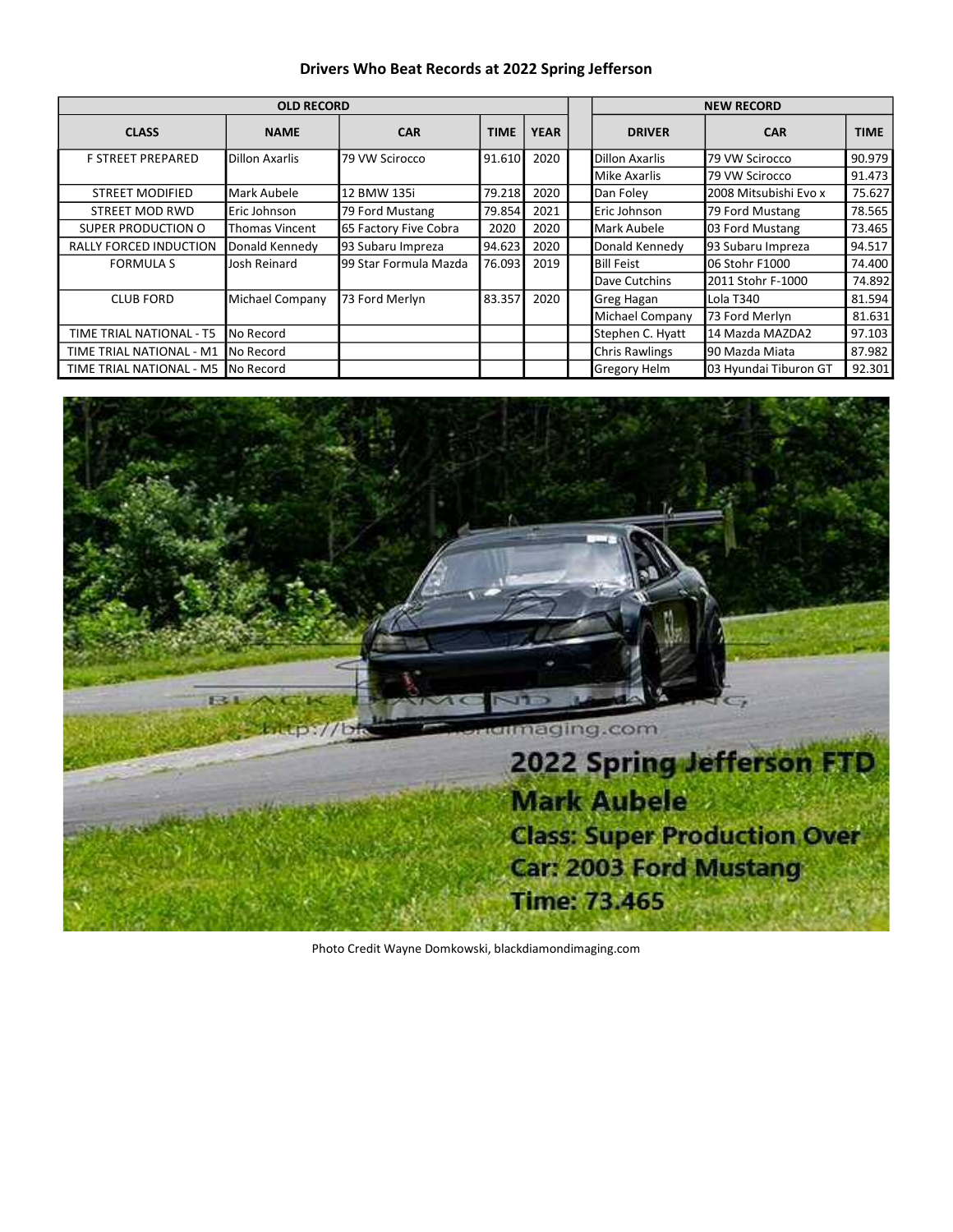## Drivers Who Beat Records at 2022 Spring Jefferson

| OLD RECORD | | | | | | NEW RECORD | | |
|---|---|---|---|---|---|---|---|---|
| CLASS | NAME | CAR | TIME | YEAR | | DRIVER | CAR | TIME |
| F STREET PREPARED | Dillon Axarlis | 79 VW Scirocco | 91.610 | 2020 | | Dillon Axarlis | 79 VW Scirocco | 90.979 |
| | | | | | | Mike Axarlis | 79 VW Scirocco | 91.473 |
| STREET MODIFIED | Mark Aubele | 12 BMW 135i | 79.218 | 2020 | | Dan Foley | 2008 Mitsubishi Evo x | 75.627 |
| STREET MOD RWD | Eric Johnson | 79 Ford Mustang | 79.854 | 2021 | | Eric Johnson | 79 Ford Mustang | 78.565 |
| SUPER PRODUCTION O | Thomas Vincent | 65 Factory Five Cobra | 2020 | 2020 | | Mark Aubele | 03 Ford Mustang | 73.465 |
| RALLY FORCED INDUCTION | Donald Kennedy | 93 Subaru Impreza | 94.623 | 2020 | | Donald Kennedy | 93 Subaru Impreza | 94.517 |
| FORMULA S | Josh Reinard | 99 Star Formula Mazda | 76.093 | 2019 | | Bill Feist | 06 Stohr F1000 | 74.400 |
| | | | | | | Dave Cutchins | 2011 Stohr F-1000 | 74.892 |
| CLUB FORD | Michael Company | 73 Ford Merlyn | 83.357 | 2020 | | Greg Hagan | Lola T340 | 81.594 |
| | | | | | | Michael Company | 73 Ford Merlyn | 81.631 |
| TIME TRIAL NATIONAL - T5 | No Record | | | | | Stephen C. Hyatt | 14 Mazda MAZDA2 | 97.103 |
| TIME TRIAL NATIONAL - M1 | No Record | | | | | Chris Rawlings | 90 Mazda Miata | 87.982 |
| TIME TRIAL NATIONAL - M5 | No Record | | | | | Gregory Helm | 03 Hyundai Tiburon GT | 92.301 |

2022 Spring Jefferson FTD
Mark Aubele
Class: Super Production Over
Car: 2003 Ford Mustang
Time: 73.465

Photo Credit Wayne Domkowski, blackdiamondimaging.com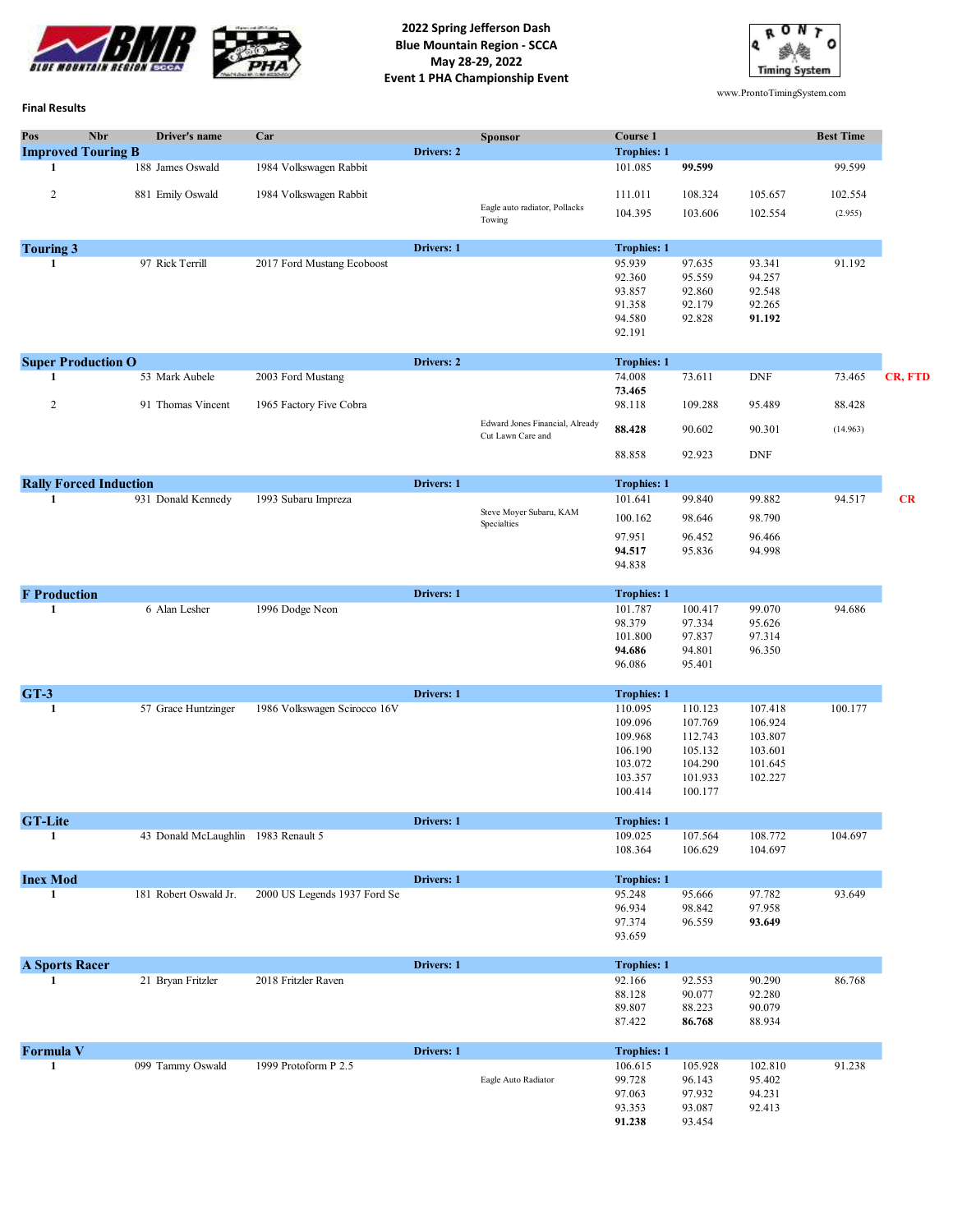**2022 Spring Jefferson Dash**
**Blue Mountain Region - SCCA**
**May 28-29, 2022**
**Event 1 PHA Championship Event**

www.ProntoTimingSystem.com

**Final Results**

| Pos | Nbr | Driver's name | Car | | Sponsor | Course 1 | | | Best Time | |
|---|---|---|---|---|---|---|---|---|---|---|
| **Improved Touring B** | | | | **Drivers: 2** | | **Trophies: 1** | | | | |
| **1** | 188 | James Oswald | 1984 Volkswagen Rabbit | | | 101.085 | **99.599** | | 99.599 | |
| 2 | 881 | Emily Oswald | 1984 Volkswagen Rabbit | | | 111.011 | 108.324 | 105.657 | 102.554 | |
| | | | | | Eagle auto radiator, Pollacks Towing | 104.395 | 103.606 | 102.554 | (2.955) | |
| **Touring 3** | | | | **Drivers: 1** | | **Trophies: 1** | | | | |
| **1** | 97 | Rick Terrill | 2017 Ford Mustang Ecoboost | | | 95.939 | 97.635 | 93.341 | 91.192 | |
| | | | | | | 92.360 | 95.559 | 94.257 | | |
| | | | | | | 93.857 | 92.860 | 92.548 | | |
| | | | | | | 91.358 | 92.179 | 92.265 | | |
| | | | | | | 94.580 | 92.828 | **91.192** | | |
| | | | | | | 92.191 | | | | |
| **Super Production O** | | | | **Drivers: 2** | | **Trophies: 1** | | | | |
| **1** | 53 | Mark Aubele | 2003 Ford Mustang | | | 74.008 | 73.611 | DNF | 73.465 | **CR, FTD** |
| | | | | | | **73.465** | | | | |
| 2 | 91 | Thomas Vincent | 1965 Factory Five Cobra | | | 98.118 | 109.288 | 95.489 | 88.428 | |
| | | | | | Edward Jones Financial, Already Cut Lawn Care and | **88.428** | 90.602 | 90.301 | (14.963) | |
| | | | | | | 88.858 | 92.923 | DNF | | |
| **Rally Forced Induction** | | | | **Drivers: 1** | | **Trophies: 1** | | | | |
| **1** | 931 | Donald Kennedy | 1993 Subaru Impreza | | | 101.641 | 99.840 | 99.882 | 94.517 | **CR** |
| | | | | | Steve Moyer Subaru, KAM Specialties | 100.162 | 98.646 | 98.790 | | |
| | | | | | | 97.951 | 96.452 | 96.466 | | |
| | | | | | | **94.517** | 95.836 | 94.998 | | |
| | | | | | | 94.838 | | | | |
| **F Production** | | | | **Drivers: 1** | | **Trophies: 1** | | | | |
| **1** | 6 | Alan Lesher | 1996 Dodge Neon | | | 101.787 | 100.417 | 99.070 | 94.686 | |
| | | | | | | 98.379 | 97.334 | 95.626 | | |
| | | | | | | 101.800 | 97.837 | 97.314 | | |
| | | | | | | **94.686** | 94.801 | 96.350 | | |
| | | | | | | 96.086 | 95.401 | | | |
| **GT-3** | | | | **Drivers: 1** | | **Trophies: 1** | | | | |
| **1** | 57 | Grace Huntzinger | 1986 Volkswagen Scirocco 16V | | | 110.095 | 110.123 | 107.418 | 100.177 | |
| | | | | | | 109.096 | 107.769 | 106.924 | | |
| | | | | | | 109.968 | 112.743 | 103.807 | | |
| | | | | | | 106.190 | 105.132 | 103.601 | | |
| | | | | | | 103.072 | 104.290 | 101.645 | | |
| | | | | | | 103.357 | 101.933 | 102.227 | | |
| | | | | | | 100.414 | 100.177 | | | |
| **GT-Lite** | | | | **Drivers: 1** | | **Trophies: 1** | | | | |
| **1** | 43 | Donald McLaughlin | 1983 Renault 5 | | | 109.025 | 107.564 | 108.772 | 104.697 | |
| | | | | | | 108.364 | 106.629 | 104.697 | | |
| **Inex Mod** | | | | **Drivers: 1** | | **Trophies: 1** | | | | |
| **1** | 181 | Robert Oswald Jr. | 2000 US Legends 1937 Ford Se | | | 95.248 | 95.666 | 97.782 | 93.649 | |
| | | | | | | 96.934 | 98.842 | 97.958 | | |
| | | | | | | 97.374 | 96.559 | **93.649** | | |
| | | | | | | 93.659 | | | | |
| **A Sports Racer** | | | | **Drivers: 1** | | **Trophies: 1** | | | | |
| **1** | 21 | Bryan Fritzler | 2018 Fritzler Raven | | | 92.166 | 92.553 | 90.290 | 86.768 | |
| | | | | | | 88.128 | 90.077 | 92.280 | | |
| | | | | | | 89.807 | 88.223 | 90.079 | | |
| | | | | | | 87.422 | **86.768** | 88.934 | | |
| **Formula V** | | | | **Drivers: 1** | | **Trophies: 1** | | | | |
| **1** | 099 | Tammy Oswald | 1999 Protoform P 2.5 | | | 106.615 | 105.928 | 102.810 | 91.238 | |
| | | | | | Eagle Auto Radiator | 99.728 | 96.143 | 95.402 | | |
| | | | | | | 97.063 | 97.932 | 94.231 | | |
| | | | | | | 93.353 | 93.087 | 92.413 | | |
| | | | | | | **91.238** | 93.454 | | | |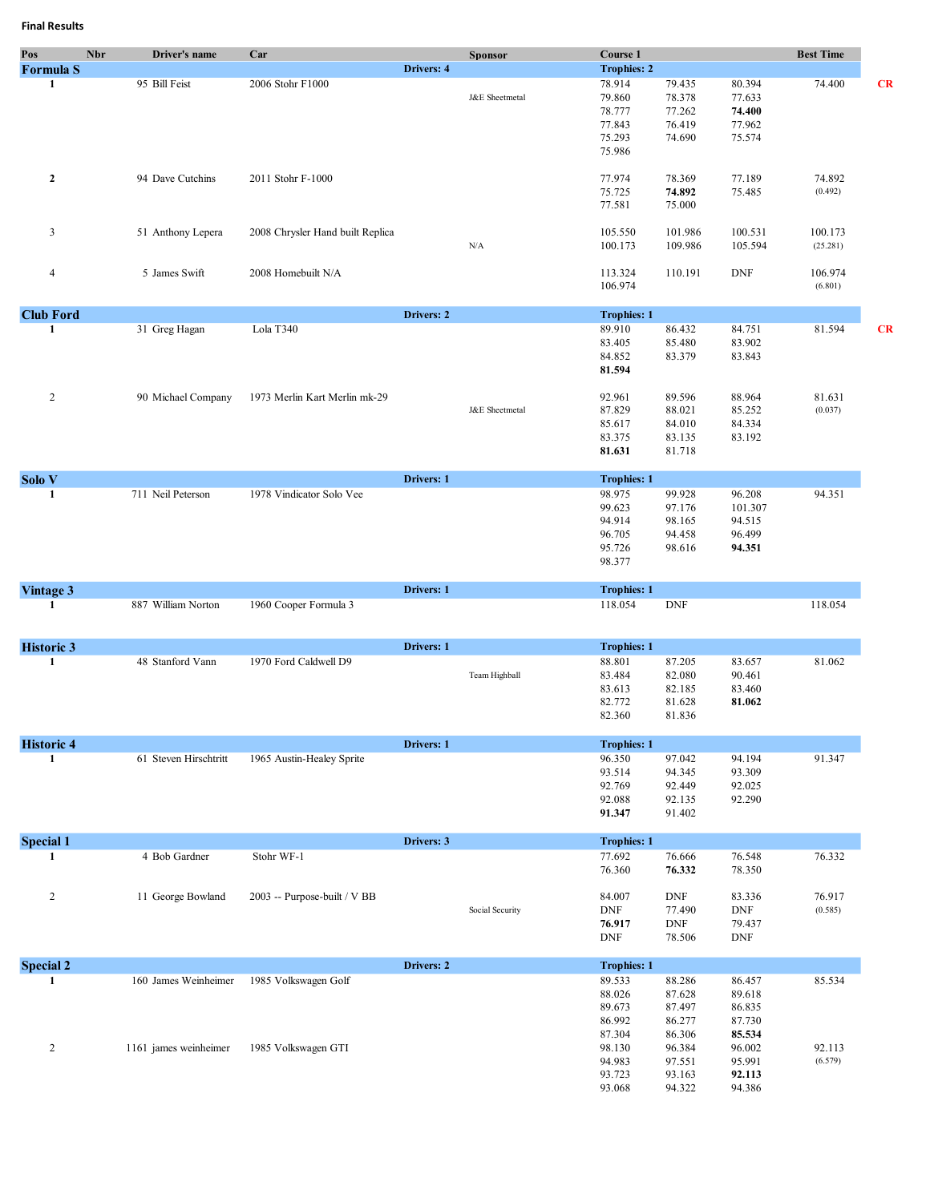**Final Results**

| Pos | Nbr | Driver's name | Car | Sponsor | Course 1 | | | Best Time | |
|---|---|---|---|---|---|---|---|---|---|
| **Formula S** | | | | **Drivers: 4** | **Trophies: 2** | | | | |
| **1** | 95 | Bill Feist | 2006 Stohr F1000 | J&E Sheetmetal | 78.914 | 79.435 | 80.394 | 74.400 | **CR** |
| | | | | | 79.860 | 78.378 | 77.633 | | |
| | | | | | 78.777 | 77.262 | **74.400** | | |
| | | | | | 77.843 | 76.419 | 77.962 | | |
| | | | | | 75.293 | 74.690 | 75.574 | | |
| | | | | | 75.986 | | | | |
| **2** | 94 | Dave Cutchins | 2011 Stohr F-1000 | | 77.974 | 78.369 | 77.189 | 74.892 (0.492) | |
| | | | | | 75.725 | **74.892** | 75.485 | | |
| | | | | | 77.581 | 75.000 | | | |
| 3 | 51 | Anthony Lepera | 2008 Chrysler Hand built Replica | N/A | 105.550 | 101.986 | 100.531 | 100.173 (25.281) | |
| | | | | | 100.173 | 109.986 | 105.594 | | |
| 4 | 5 | James Swift | 2008 Homebuilt N/A | | 113.324 | 110.191 | DNF | 106.974 (6.801) | |
| | | | | | 106.974 | | | | |
| **Club Ford** | | | | **Drivers: 2** | **Trophies: 1** | | | | |
| **1** | 31 | Greg Hagan | Lola T340 | | 89.910 | 86.432 | 84.751 | 81.594 | **CR** |
| | | | | | 83.405 | 85.480 | 83.902 | | |
| | | | | | 84.852 | 83.379 | 83.843 | | |
| | | | | | **81.594** | | | | |
| 2 | 90 | Michael Company | 1973 Merlin Kart Merlin mk-29 | J&E Sheetmetal | 92.961 | 89.596 | 88.964 | 81.631 (0.037) | |
| | | | | | 87.829 | 88.021 | 85.252 | | |
| | | | | | 85.617 | 84.010 | 84.334 | | |
| | | | | | 83.375 | 83.135 | 83.192 | | |
| | | | | | **81.631** | 81.718 | | | |
| **Solo V** | | | | **Drivers: 1** | **Trophies: 1** | | | | |
| **1** | 711 | Neil Peterson | 1978 Vindicator Solo Vee | | 98.975 | 99.928 | 96.208 | 94.351 | |
| | | | | | 99.623 | 97.176 | 101.307 | | |
| | | | | | 94.914 | 98.165 | 94.515 | | |
| | | | | | 96.705 | 94.458 | 96.499 | | |
| | | | | | 95.726 | 98.616 | **94.351** | | |
| | | | | | 98.377 | | | | |
| **Vintage 3** | | | | **Drivers: 1** | **Trophies: 1** | | | | |
| **1** | 887 | William Norton | 1960 Cooper Formula 3 | | 118.054 | DNF | | 118.054 | |
| **Historic 3** | | | | **Drivers: 1** | **Trophies: 1** | | | | |
| **1** | 48 | Stanford Vann | 1970 Ford Caldwell D9 | Team Highball | 88.801 | 87.205 | 83.657 | 81.062 | |
| | | | | | 83.484 | 82.080 | 90.461 | | |
| | | | | | 83.613 | 82.185 | 83.460 | | |
| | | | | | 82.772 | 81.628 | **81.062** | | |
| | | | | | 82.360 | 81.836 | | | |
| **Historic 4** | | | | **Drivers: 1** | **Trophies: 1** | | | | |
| **1** | 61 | Steven Hirschtritt | 1965 Austin-Healey Sprite | | 96.350 | 97.042 | 94.194 | 91.347 | |
| | | | | | 93.514 | 94.345 | 93.309 | | |
| | | | | | 92.769 | 92.449 | 92.025 | | |
| | | | | | 92.088 | 92.135 | 92.290 | | |
| | | | | | **91.347** | 91.402 | | | |
| **Special 1** | | | | **Drivers: 3** | **Trophies: 1** | | | | |
| **1** | 4 | Bob Gardner | Stohr WF-1 | | 77.692 | 76.666 | 76.548 | 76.332 | |
| | | | | | 76.360 | **76.332** | 78.350 | | |
| 2 | 11 | George Bowland | 2003 -- Purpose-built / V BB | Social Security | 84.007 | DNF | 83.336 | 76.917 (0.585) | |
| | | | | | DNF | 77.490 | DNF | | |
| | | | | | **76.917** | DNF | 79.437 | | |
| | | | | | DNF | 78.506 | DNF | | |
| **Special 2** | | | | **Drivers: 2** | **Trophies: 1** | | | | |
| **1** | 160 | James Weinheimer | 1985 Volkswagen Golf | | 89.533 | 88.286 | 86.457 | 85.534 | |
| | | | | | 88.026 | 87.628 | 89.618 | | |
| | | | | | 89.673 | 87.497 | 86.835 | | |
| | | | | | 86.992 | 86.277 | 87.730 | | |
| | | | | | 87.304 | 86.306 | **85.534** | | |
| 2 | 1161 | james weinheimer | 1985 Volkswagen GTI | | 98.130 | 96.384 | 96.002 | 92.113 (6.579) | |
| | | | | | 94.983 | 97.551 | 95.991 | | |
| | | | | | 93.723 | 93.163 | **92.113** | | |
| | | | | | 93.068 | 94.322 | 94.386 | | |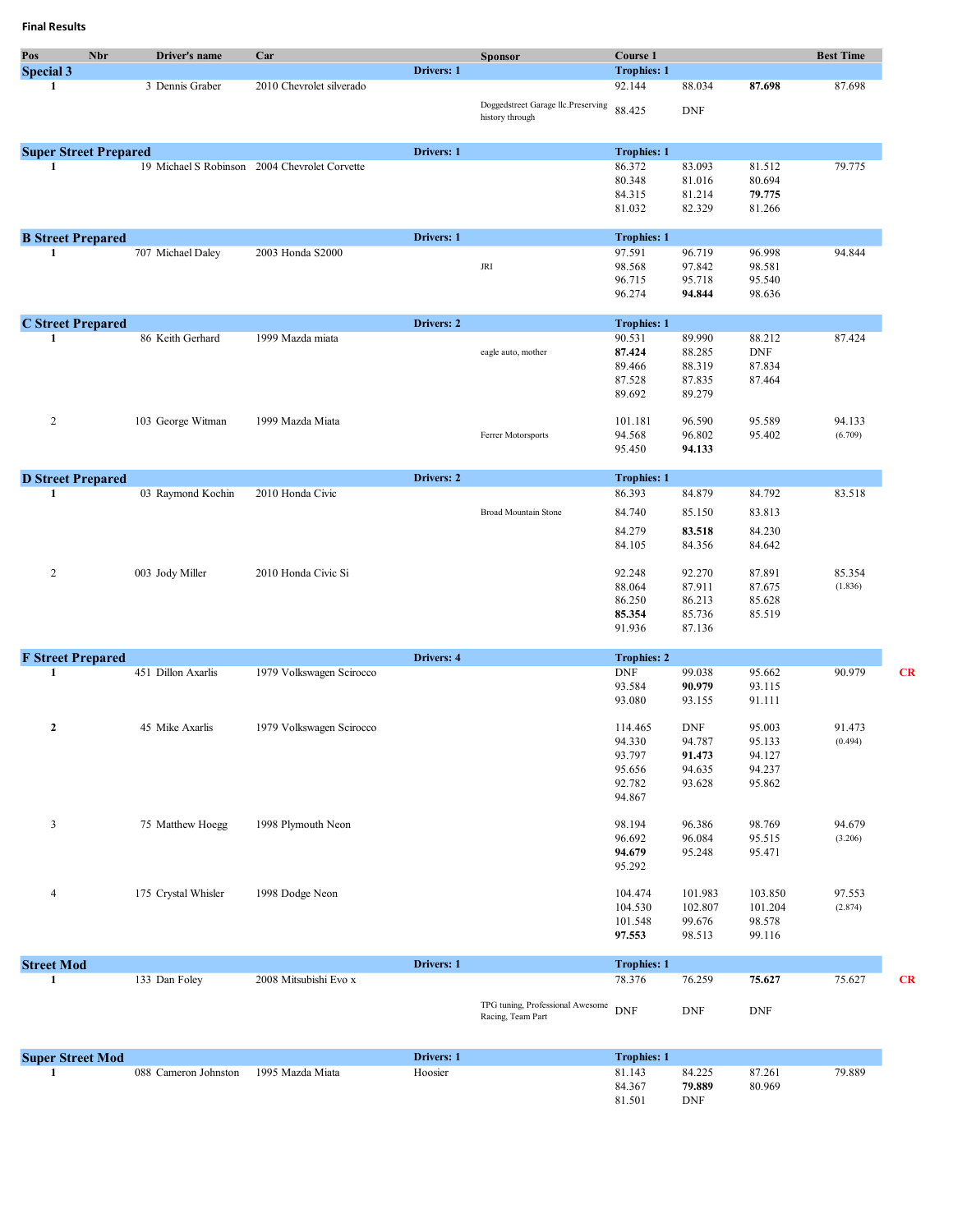**Final Results**

| Pos | Nbr | Driver's name | Car | | Sponsor | Course 1 | | | Best Time | |
|---|---|---|---|---|---|---|---|---|---|---|
| **Special 3** | | | | **Drivers: 1** | | **Trophies: 1** | | | | |
| **1** | 3 | Dennis Graber | 2010 Chevrolet silverado | | | 92.144 | 88.034 | **87.698** | 87.698 | |
| | | | | | Doggedstreet Garage llc.Preserving history through | 88.425 | DNF | | | |
| **Super Street Prepared** | | | | **Drivers: 1** | | **Trophies: 1** | | | | |
| **1** | 19 | Michael S Robinson | 2004 Chevrolet Corvette | | | 86.372 | 83.093 | 81.512 | 79.775 | |
| | | | | | | 80.348 | 81.016 | 80.694 | | |
| | | | | | | 84.315 | 81.214 | **79.775** | | |
| | | | | | | 81.032 | 82.329 | 81.266 | | |
| **B Street Prepared** | | | | **Drivers: 1** | | **Trophies: 1** | | | | |
| **1** | 707 | Michael Daley | 2003 Honda S2000 | | | 97.591 | 96.719 | 96.998 | 94.844 | |
| | | | | | JRI | 98.568 | 97.842 | 98.581 | | |
| | | | | | | 96.715 | 95.718 | 95.540 | | |
| | | | | | | 96.274 | **94.844** | 98.636 | | |
| **C Street Prepared** | | | | **Drivers: 2** | | **Trophies: 1** | | | | |
| **1** | 86 | Keith Gerhard | 1999 Mazda miata | | | 90.531 | 89.990 | 88.212 | 87.424 | |
| | | | | | eagle auto, mother | **87.424** | 88.285 | DNF | | |
| | | | | | | 89.466 | 88.319 | 87.834 | | |
| | | | | | | 87.528 | 87.835 | 87.464 | | |
| | | | | | | 89.692 | 89.279 | | | |
| 2 | 103 | George Witman | 1999 Mazda Miata | | | 101.181 | 96.590 | 95.589 | 94.133 | |
| | | | | | Ferrer Motorsports | 94.568 | 96.802 | 95.402 | (6.709) | |
| | | | | | | 95.450 | **94.133** | | | |
| **D Street Prepared** | | | | **Drivers: 2** | | **Trophies: 1** | | | | |
| **1** | 03 | Raymond Kochin | 2010 Honda Civic | | | 86.393 | 84.879 | 84.792 | 83.518 | |
| | | | | | Broad Mountain Stone | 84.740 | 85.150 | 83.813 | | |
| | | | | | | 84.279 | **83.518** | 84.230 | | |
| | | | | | | 84.105 | 84.356 | 84.642 | | |
| 2 | 003 | Jody Miller | 2010 Honda Civic Si | | | 92.248 | 92.270 | 87.891 | 85.354 | |
| | | | | | | 88.064 | 87.911 | 87.675 | (1.836) | |
| | | | | | | 86.250 | 86.213 | 85.628 | | |
| | | | | | | **85.354** | 85.736 | 85.519 | | |
| | | | | | | 91.936 | 87.136 | | | |
| **F Street Prepared** | | | | **Drivers: 4** | | **Trophies: 2** | | | | |
| **1** | 451 | Dillon Axarlis | 1979 Volkswagen Scirocco | | | DNF | 99.038 | 95.662 | 90.979 | **CR** |
| | | | | | | 93.584 | **90.979** | 93.115 | | |
| | | | | | | 93.080 | 93.155 | 91.111 | | |
| **2** | 45 | Mike Axarlis | 1979 Volkswagen Scirocco | | | 114.465 | DNF | 95.003 | 91.473 | |
| | | | | | | 94.330 | 94.787 | 95.133 | (0.494) | |
| | | | | | | 93.797 | **91.473** | 94.127 | | |
| | | | | | | 95.656 | 94.635 | 94.237 | | |
| | | | | | | 92.782 | 93.628 | 95.862 | | |
| | | | | | | 94.867 | | | | |
| 3 | 75 | Matthew Hoegg | 1998 Plymouth Neon | | | 98.194 | 96.386 | 98.769 | 94.679 | |
| | | | | | | 96.692 | 96.084 | 95.515 | (3.206) | |
| | | | | | | **94.679** | 95.248 | 95.471 | | |
| | | | | | | 95.292 | | | | |
| 4 | 175 | Crystal Whisler | 1998 Dodge Neon | | | 104.474 | 101.983 | 103.850 | 97.553 | |
| | | | | | | 104.530 | 102.807 | 101.204 | (2.874) | |
| | | | | | | 101.548 | 99.676 | 98.578 | | |
| | | | | | | **97.553** | 98.513 | 99.116 | | |
| **Street Mod** | | | | **Drivers: 1** | | **Trophies: 1** | | | | |
| **1** | 133 | Dan Foley | 2008 Mitsubishi Evo x | | | 78.376 | 76.259 | **75.627** | 75.627 | **CR** |
| | | | | | TPG tuning, Professional Awesome Racing, Team Part | DNF | DNF | DNF | | |
| **Super Street Mod** | | | | **Drivers: 1** | | **Trophies: 1** | | | | |
| **1** | 088 | Cameron Johnston | 1995 Mazda Miata | Hoosier | | 81.143 | 84.225 | 87.261 | 79.889 | |
| | | | | | | 84.367 | **79.889** | 80.969 | | |
| | | | | | | 81.501 | DNF | | | |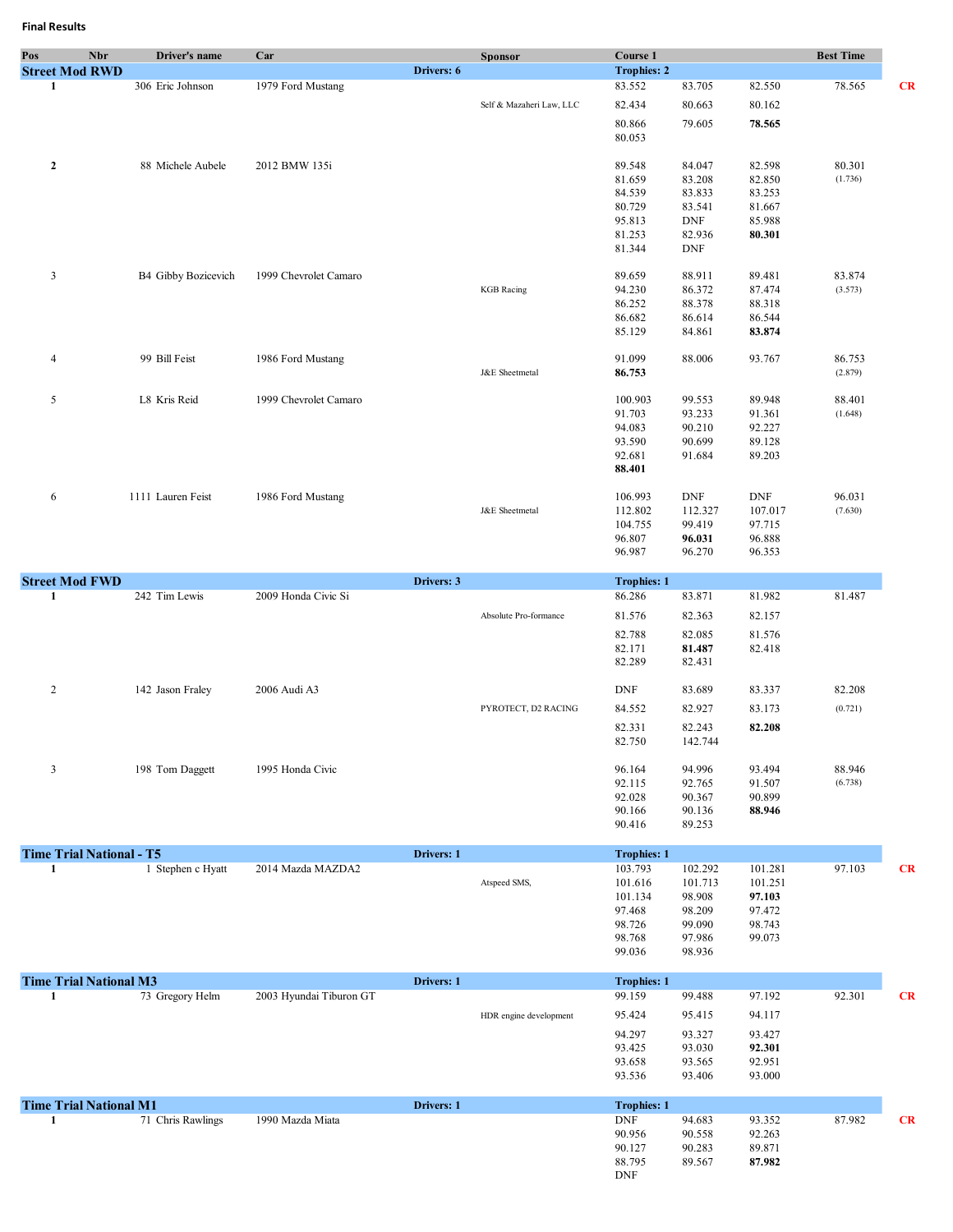**Final Results**

| Pos | Nbr | Driver's name | Car | Sponsor | Course 1 | | | Best Time | |
|---|---|---|---|---|---|---|---|---|---|
| **Street Mod RWD** | | | Drivers: 6 | | Trophies: 2 | | | | |
| **1** | 306 | Eric Johnson | 1979 Ford Mustang | | 83.552 | 83.705 | 82.550 | 78.565 | CR |
| | | | | Self & Mazaheri Law, LLC | 82.434 | 80.663 | 80.162 | | |
| | | | | | 80.866 | 79.605 | **78.565** | | |
| | | | | | 80.053 | | | | |
| **2** | 88 | Michele Aubele | 2012 BMW 135i | | 89.548 | 84.047 | 82.598 | 80.301 | |
| | | | | | 81.659 | 83.208 | 82.850 | (1.736) | |
| | | | | | 84.539 | 83.833 | 83.253 | | |
| | | | | | 80.729 | 83.541 | 81.667 | | |
| | | | | | 95.813 | DNF | 85.988 | | |
| | | | | | 81.253 | 82.936 | **80.301** | | |
| | | | | | 81.344 | DNF | | | |
| 3 | B4 | Gibby Bozicevich | 1999 Chevrolet Camaro | | 89.659 | 88.911 | 89.481 | 83.874 | |
| | | | | KGB Racing | 94.230 | 86.372 | 87.474 | (3.573) | |
| | | | | | 86.252 | 88.378 | 88.318 | | |
| | | | | | 86.682 | 86.614 | 86.544 | | |
| | | | | | 85.129 | 84.861 | **83.874** | | |
| 4 | 99 | Bill Feist | 1986 Ford Mustang | | 91.099 | 88.006 | 93.767 | 86.753 | |
| | | | | J&E Sheetmetal | **86.753** | | | (2.879) | |
| 5 | L8 | Kris Reid | 1999 Chevrolet Camaro | | 100.903 | 99.553 | 89.948 | 88.401 | |
| | | | | | 91.703 | 93.233 | 91.361 | (1.648) | |
| | | | | | 94.083 | 90.210 | 92.227 | | |
| | | | | | 93.590 | 90.699 | 89.128 | | |
| | | | | | 92.681 | 91.684 | 89.203 | | |
| | | | | | **88.401** | | | | |
| 6 | 1111 | Lauren Feist | 1986 Ford Mustang | | 106.993 | DNF | DNF | 96.031 | |
| | | | | J&E Sheetmetal | 112.802 | 112.327 | 107.017 | (7.630) | |
| | | | | | 104.755 | 99.419 | 97.715 | | |
| | | | | | 96.807 | **96.031** | 96.888 | | |
| | | | | | 96.987 | 96.270 | 96.353 | | |
| **Street Mod FWD** | | | Drivers: 3 | | Trophies: 1 | | | | |
| **1** | 242 | Tim Lewis | 2009 Honda Civic Si | | 86.286 | 83.871 | 81.982 | 81.487 | |
| | | | | Absolute Pro-formance | 81.576 | 82.363 | 82.157 | | |
| | | | | | 82.788 | 82.085 | 81.576 | | |
| | | | | | 82.171 | **81.487** | 82.418 | | |
| | | | | | 82.289 | 82.431 | | | |
| 2 | 142 | Jason Fraley | 2006 Audi A3 | | DNF | 83.689 | 83.337 | 82.208 | |
| | | | | PYROTECT, D2 RACING | 84.552 | 82.927 | 83.173 | (0.721) | |
| | | | | | 82.331 | 82.243 | **82.208** | | |
| | | | | | 82.750 | 142.744 | | | |
| 3 | 198 | Tom Daggett | 1995 Honda Civic | | 96.164 | 94.996 | 93.494 | 88.946 | |
| | | | | | 92.115 | 92.765 | 91.507 | (6.738) | |
| | | | | | 92.028 | 90.367 | 90.899 | | |
| | | | | | 90.166 | 90.136 | **88.946** | | |
| | | | | | 90.416 | 89.253 | | | |
| **Time Trial National - T5** | | | Drivers: 1 | | Trophies: 1 | | | | |
| **1** | 1 | Stephen c Hyatt | 2014 Mazda MAZDA2 | | 103.793 | 102.292 | 101.281 | 97.103 | CR |
| | | | | Atspeed SMS, | 101.616 | 101.713 | 101.251 | | |
| | | | | | 101.134 | 98.908 | **97.103** | | |
| | | | | | 97.468 | 98.209 | 97.472 | | |
| | | | | | 98.726 | 99.090 | 98.743 | | |
| | | | | | 98.768 | 97.986 | 99.073 | | |
| | | | | | 99.036 | 98.936 | | | |
| **Time Trial National M3** | | | Drivers: 1 | | Trophies: 1 | | | | |
| **1** | 73 | Gregory Helm | 2003 Hyundai Tiburon GT | | 99.159 | 99.488 | 97.192 | 92.301 | CR |
| | | | | HDR engine development | 95.424 | 95.415 | 94.117 | | |
| | | | | | 94.297 | 93.327 | 93.427 | | |
| | | | | | 93.425 | 93.030 | **92.301** | | |
| | | | | | 93.658 | 93.565 | 92.951 | | |
| | | | | | 93.536 | 93.406 | 93.000 | | |
| **Time Trial National M1** | | | Drivers: 1 | | Trophies: 1 | | | | |
| **1** | 71 | Chris Rawlings | 1990 Mazda Miata | | DNF | 94.683 | 93.352 | 87.982 | CR |
| | | | | | 90.956 | 90.558 | 92.263 | | |
| | | | | | 90.127 | 90.283 | 89.871 | | |
| | | | | | 88.795 | 89.567 | **87.982** | | |
| | | | | | DNF | | | | |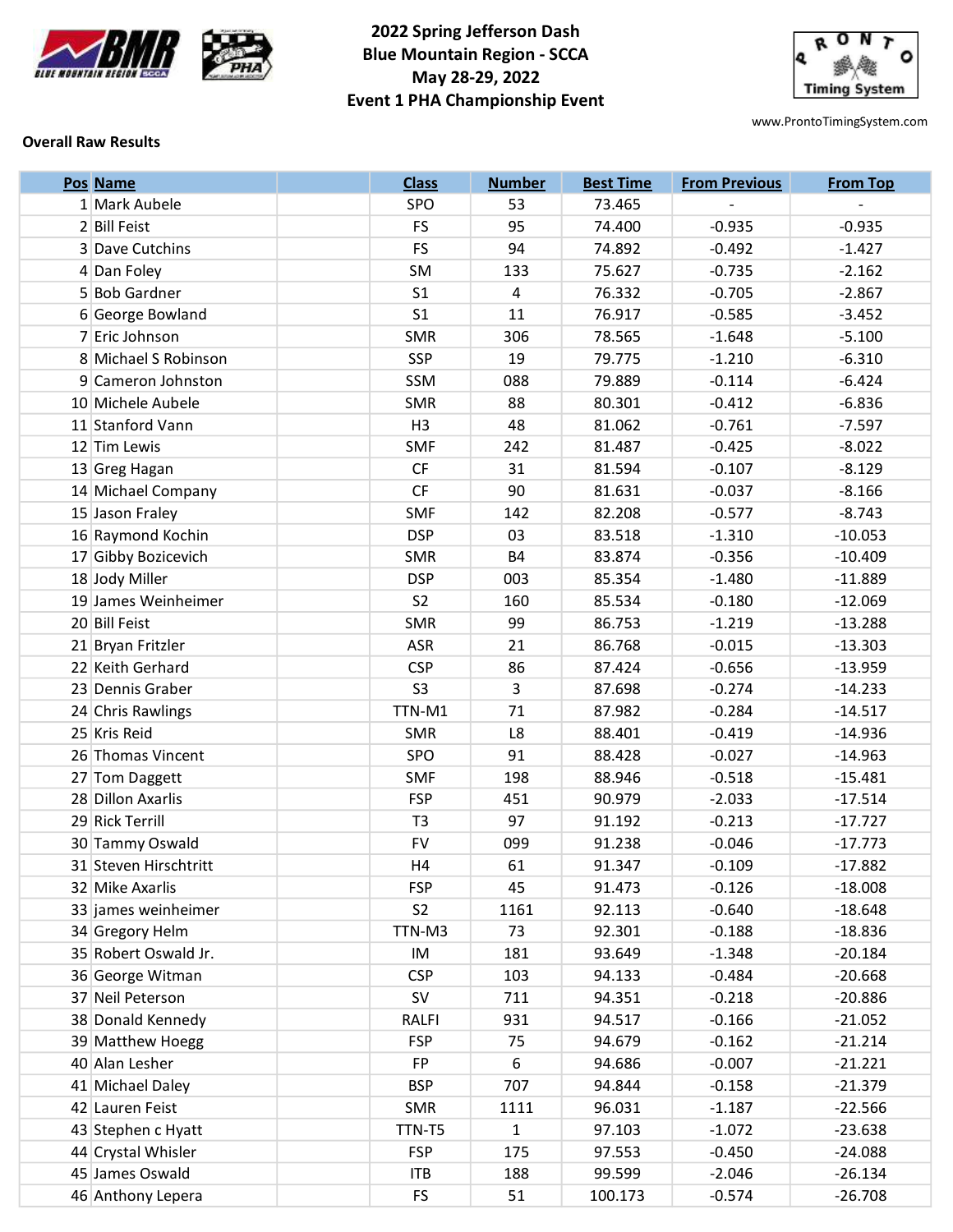# 2022 Spring Jefferson Dash
## Blue Mountain Region - SCCA
## May 28-29, 2022
## Event 1 PHA Championship Event

www.ProntoTimingSystem.com

**Overall Raw Results**

| Pos | Name | Class | Number | Best Time | From Previous | From Top |
|---|---|---|---|---|---|---|
| 1 | Mark Aubele | SPO | 53 | 73.465 | - | - |
| 2 | Bill Feist | FS | 95 | 74.400 | -0.935 | -0.935 |
| 3 | Dave Cutchins | FS | 94 | 74.892 | -0.492 | -1.427 |
| 4 | Dan Foley | SM | 133 | 75.627 | -0.735 | -2.162 |
| 5 | Bob Gardner | S1 | 4 | 76.332 | -0.705 | -2.867 |
| 6 | George Bowland | S1 | 11 | 76.917 | -0.585 | -3.452 |
| 7 | Eric Johnson | SMR | 306 | 78.565 | -1.648 | -5.100 |
| 8 | Michael S Robinson | SSP | 19 | 79.775 | -1.210 | -6.310 |
| 9 | Cameron Johnston | SSM | 088 | 79.889 | -0.114 | -6.424 |
| 10 | Michele Aubele | SMR | 88 | 80.301 | -0.412 | -6.836 |
| 11 | Stanford Vann | H3 | 48 | 81.062 | -0.761 | -7.597 |
| 12 | Tim Lewis | SMF | 242 | 81.487 | -0.425 | -8.022 |
| 13 | Greg Hagan | CF | 31 | 81.594 | -0.107 | -8.129 |
| 14 | Michael Company | CF | 90 | 81.631 | -0.037 | -8.166 |
| 15 | Jason Fraley | SMF | 142 | 82.208 | -0.577 | -8.743 |
| 16 | Raymond Kochin | DSP | 03 | 83.518 | -1.310 | -10.053 |
| 17 | Gibby Bozicevich | SMR | B4 | 83.874 | -0.356 | -10.409 |
| 18 | Jody Miller | DSP | 003 | 85.354 | -1.480 | -11.889 |
| 19 | James Weinheimer | S2 | 160 | 85.534 | -0.180 | -12.069 |
| 20 | Bill Feist | SMR | 99 | 86.753 | -1.219 | -13.288 |
| 21 | Bryan Fritzler | ASR | 21 | 86.768 | -0.015 | -13.303 |
| 22 | Keith Gerhard | CSP | 86 | 87.424 | -0.656 | -13.959 |
| 23 | Dennis Graber | S3 | 3 | 87.698 | -0.274 | -14.233 |
| 24 | Chris Rawlings | TTN-M1 | 71 | 87.982 | -0.284 | -14.517 |
| 25 | Kris Reid | SMR | L8 | 88.401 | -0.419 | -14.936 |
| 26 | Thomas Vincent | SPO | 91 | 88.428 | -0.027 | -14.963 |
| 27 | Tom Daggett | SMF | 198 | 88.946 | -0.518 | -15.481 |
| 28 | Dillon Axarlis | FSP | 451 | 90.979 | -2.033 | -17.514 |
| 29 | Rick Terrill | T3 | 97 | 91.192 | -0.213 | -17.727 |
| 30 | Tammy Oswald | FV | 099 | 91.238 | -0.046 | -17.773 |
| 31 | Steven Hirschtritt | H4 | 61 | 91.347 | -0.109 | -17.882 |
| 32 | Mike Axarlis | FSP | 45 | 91.473 | -0.126 | -18.008 |
| 33 | james weinheimer | S2 | 1161 | 92.113 | -0.640 | -18.648 |
| 34 | Gregory Helm | TTN-M3 | 73 | 92.301 | -0.188 | -18.836 |
| 35 | Robert Oswald Jr. | IM | 181 | 93.649 | -1.348 | -20.184 |
| 36 | George Witman | CSP | 103 | 94.133 | -0.484 | -20.668 |
| 37 | Neil Peterson | SV | 711 | 94.351 | -0.218 | -20.886 |
| 38 | Donald Kennedy | RALFI | 931 | 94.517 | -0.166 | -21.052 |
| 39 | Matthew Hoegg | FSP | 75 | 94.679 | -0.162 | -21.214 |
| 40 | Alan Lesher | FP | 6 | 94.686 | -0.007 | -21.221 |
| 41 | Michael Daley | BSP | 707 | 94.844 | -0.158 | -21.379 |
| 42 | Lauren Feist | SMR | 1111 | 96.031 | -1.187 | -22.566 |
| 43 | Stephen c Hyatt | TTN-T5 | 1 | 97.103 | -1.072 | -23.638 |
| 44 | Crystal Whisler | FSP | 175 | 97.553 | -0.450 | -24.088 |
| 45 | James Oswald | ITB | 188 | 99.599 | -2.046 | -26.134 |
| 46 | Anthony Lepera | FS | 51 | 100.173 | -0.574 | -26.708 |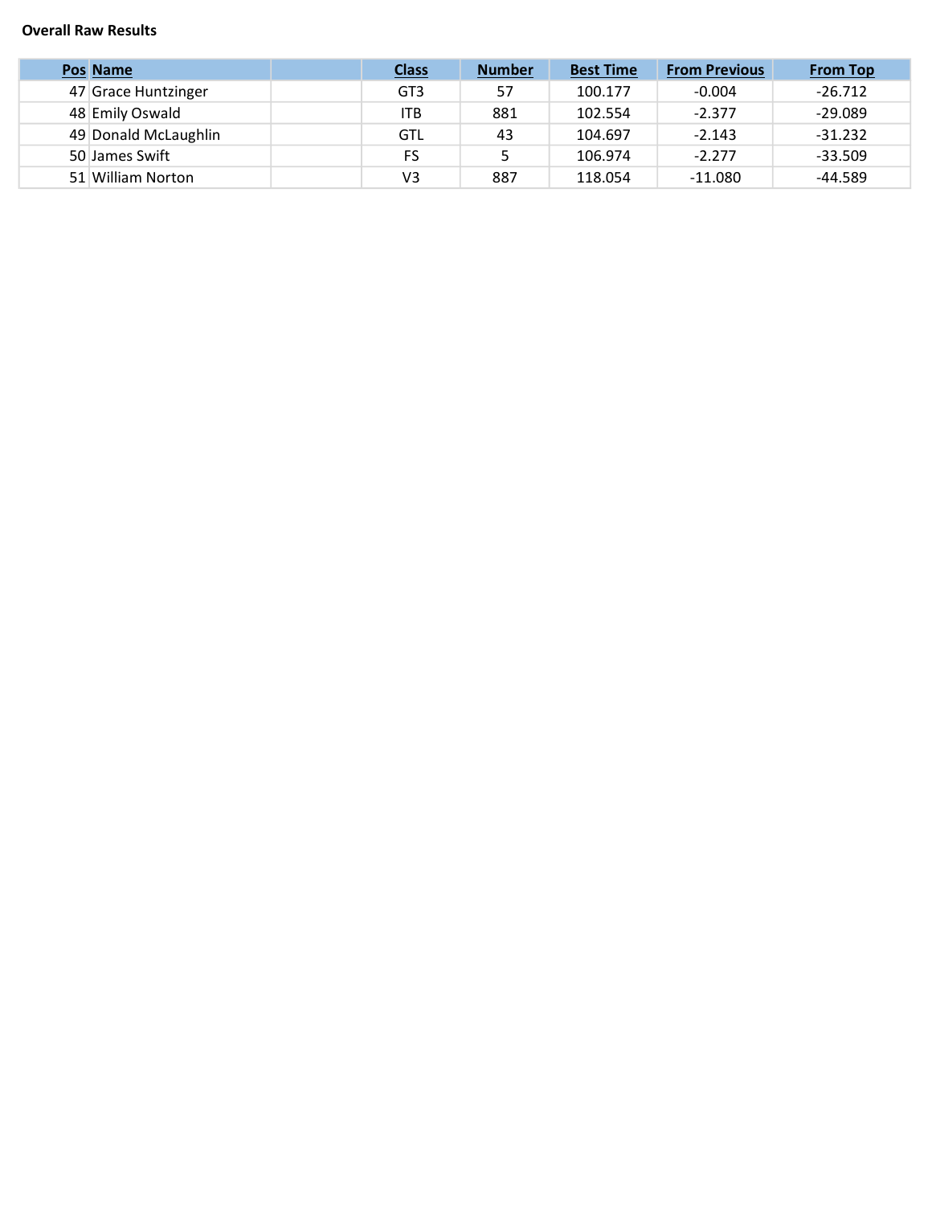**Overall Raw Results**

| Pos | Name | | Class | Number | Best Time | From Previous | From Top |
|---|---|---|---|---|---|---|---|
| 47 | Grace Huntzinger | | GT3 | 57 | 100.177 | -0.004 | -26.712 |
| 48 | Emily Oswald | | ITB | 881 | 102.554 | -2.377 | -29.089 |
| 49 | Donald McLaughlin | | GTL | 43 | 104.697 | -2.143 | -31.232 |
| 50 | James Swift | | FS | 5 | 106.974 | -2.277 | -33.509 |
| 51 | William Norton | | V3 | 887 | 118.054 | -11.080 | -44.589 |